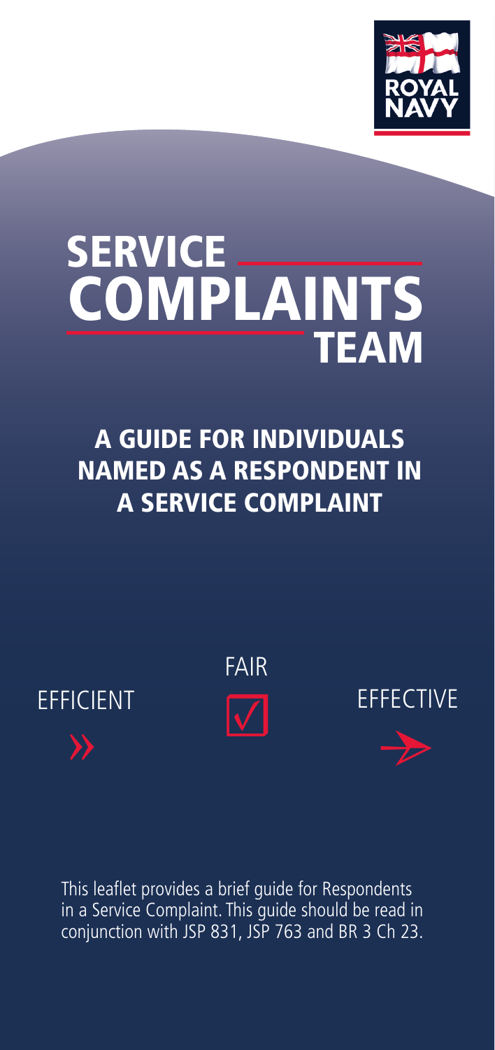ROYAL NAVY

# SERVICE COMPLAINTS TEAM

## A GUIDE FOR INDIVIDUALS NAMED AS A RESPONDENT IN A SERVICE COMPLAINT

FAIR

EFFICIENT

EFFECTIVE

This leaflet provides a brief guide for Respondents in a Service Complaint. This guide should be read in conjunction with JSP 831, JSP 763 and BR 3 Ch 23.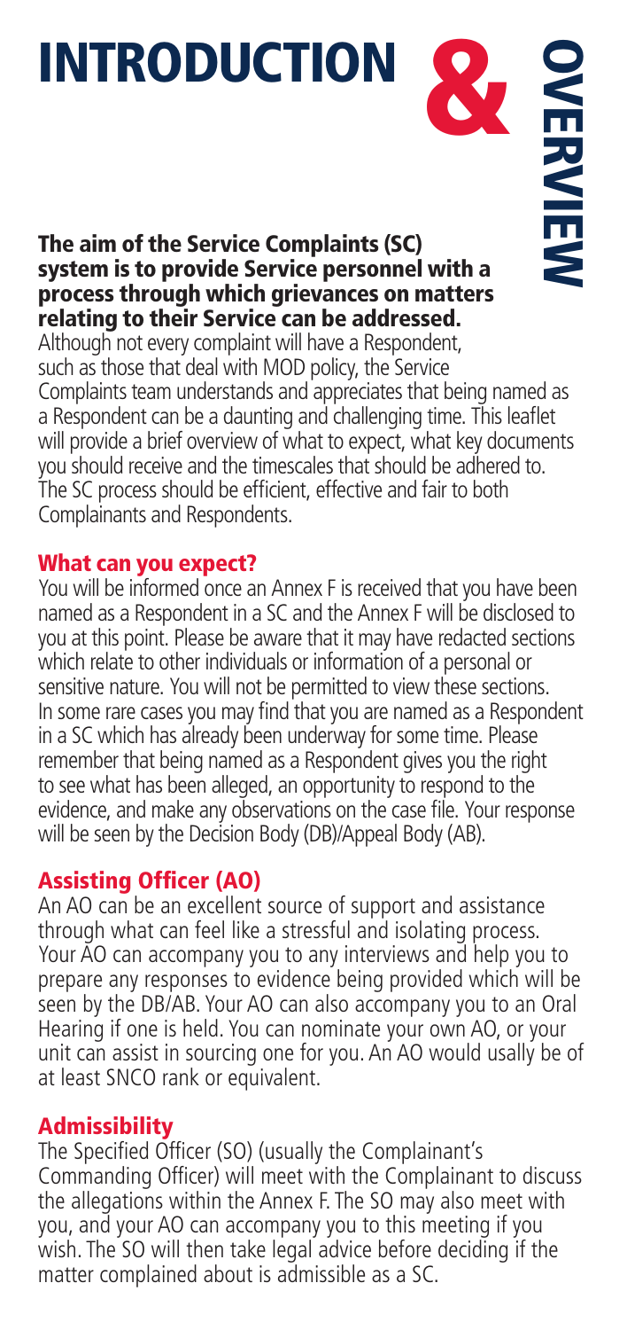# INTRODUCTION & OVERVIEW

**The aim of the Service Complaints (SC) system is to provide Service personnel with a process through which grievances on matters relating to their Service can be addressed.**

Although not every complaint will have a Respondent, such as those that deal with MOD policy, the Service Complaints team understands and appreciates that being named as a Respondent can be a daunting and challenging time. This leaflet will provide a brief overview of what to expect, what key documents you should receive and the timescales that should be adhered to. The SC process should be efficient, effective and fair to both Complainants and Respondents.

## What can you expect?

You will be informed once an Annex F is received that you have been named as a Respondent in a SC and the Annex F will be disclosed to you at this point. Please be aware that it may have redacted sections which relate to other individuals or information of a personal or sensitive nature. You will not be permitted to view these sections. In some rare cases you may find that you are named as a Respondent in a SC which has already been underway for some time. Please remember that being named as a Respondent gives you the right to see what has been alleged, an opportunity to respond to the evidence, and make any observations on the case file. Your response will be seen by the Decision Body (DB)/Appeal Body (AB).

## Assisting Officer (AO)

An AO can be an excellent source of support and assistance through what can feel like a stressful and isolating process. Your AO can accompany you to any interviews and help you to prepare any responses to evidence being provided which will be seen by the DB/AB. Your AO can also accompany you to an Oral Hearing if one is held. You can nominate your own AO, or your unit can assist in sourcing one for you. An AO would usally be of at least SNCO rank or equivalent.

## Admissibility

The Specified Officer (SO) (usually the Complainant's Commanding Officer) will meet with the Complainant to discuss the allegations within the Annex F. The SO may also meet with you, and your AO can accompany you to this meeting if you wish. The SO will then take legal advice before deciding if the matter complained about is admissible as a SC.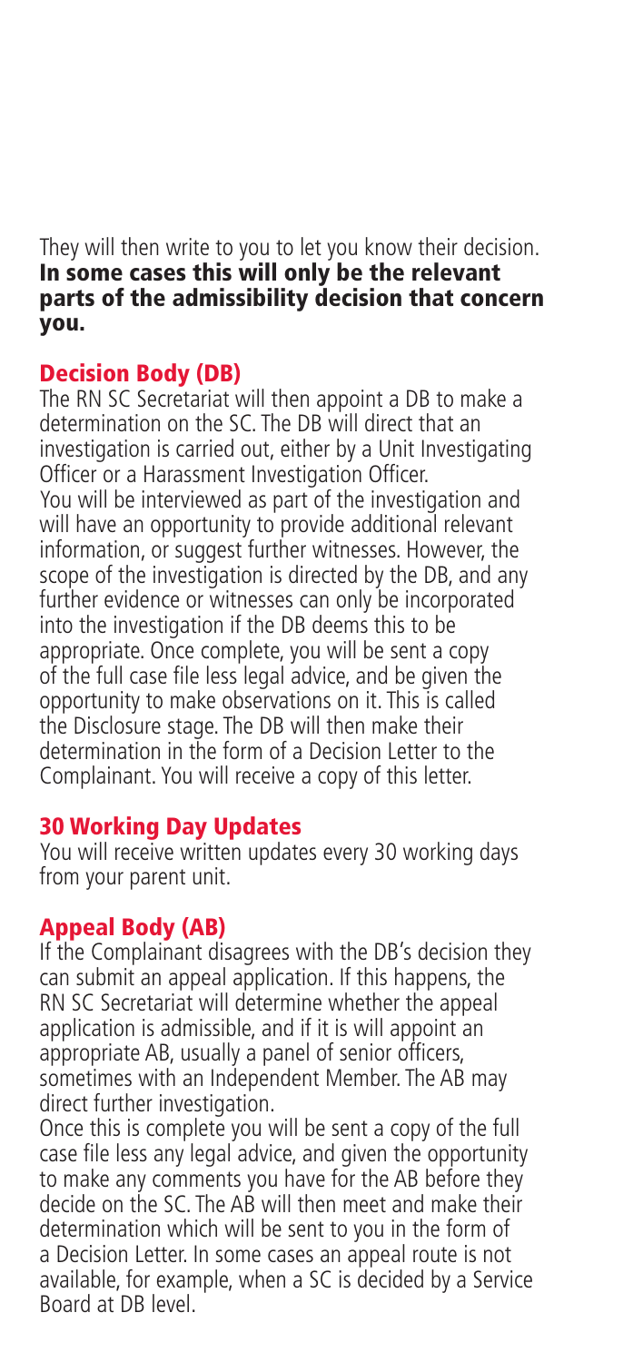They will then write to you to let you know their decision. **In some cases this will only be the relevant parts of the admissibility decision that concern you.**

## Decision Body (DB)

The RN SC Secretariat will then appoint a DB to make a determination on the SC. The DB will direct that an investigation is carried out, either by a Unit Investigating Officer or a Harassment Investigation Officer. You will be interviewed as part of the investigation and will have an opportunity to provide additional relevant information, or suggest further witnesses. However, the scope of the investigation is directed by the DB, and any further evidence or witnesses can only be incorporated into the investigation if the DB deems this to be appropriate. Once complete, you will be sent a copy of the full case file less legal advice, and be given the opportunity to make observations on it. This is called the Disclosure stage. The DB will then make their determination in the form of a Decision Letter to the Complainant. You will receive a copy of this letter.

## 30 Working Day Updates

You will receive written updates every 30 working days from your parent unit.

## Appeal Body (AB)

If the Complainant disagrees with the DB's decision they can submit an appeal application. If this happens, the RN SC Secretariat will determine whether the appeal application is admissible, and if it is will appoint an appropriate AB, usually a panel of senior officers, sometimes with an Independent Member. The AB may direct further investigation.

Once this is complete you will be sent a copy of the full case file less any legal advice, and given the opportunity to make any comments you have for the AB before they decide on the SC. The AB will then meet and make their determination which will be sent to you in the form of a Decision Letter. In some cases an appeal route is not available, for example, when a SC is decided by a Service Board at DB level.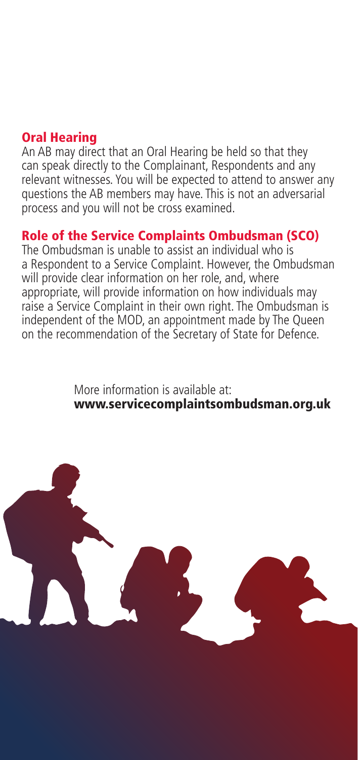## Oral Hearing

An AB may direct that an Oral Hearing be held so that they can speak directly to the Complainant, Respondents and any relevant witnesses. You will be expected to attend to answer any questions the AB members may have. This is not an adversarial process and you will not be cross examined.

## Role of the Service Complaints Ombudsman (SCO)

The Ombudsman is unable to assist an individual who is a Respondent to a Service Complaint. However, the Ombudsman will provide clear information on her role, and, where appropriate, will provide information on how individuals may raise a Service Complaint in their own right. The Ombudsman is independent of the MOD, an appointment made by The Queen on the recommendation of the Secretary of State for Defence.

More information is available at:
**www.servicecomplaintsombudsman.org.uk**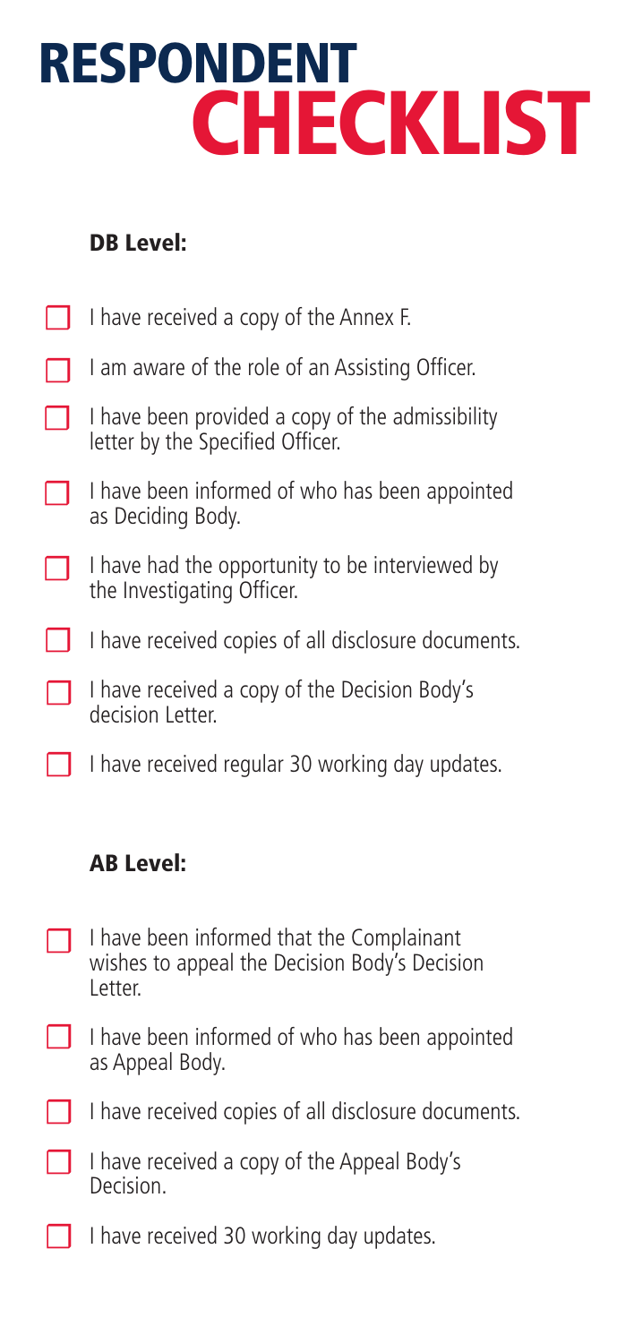# RESPONDENT CHECKLIST

### DB Level:

- [ ] I have received a copy of the Annex F.
- [ ] I am aware of the role of an Assisting Officer.
- [ ] I have been provided a copy of the admissibility letter by the Specified Officer.
- [ ] I have been informed of who has been appointed as Deciding Body.
- [ ] I have had the opportunity to be interviewed by the Investigating Officer.
- [ ] I have received copies of all disclosure documents.
- [ ] I have received a copy of the Decision Body's decision Letter.
- [ ] I have received regular 30 working day updates.

### AB Level:

- [ ] I have been informed that the Complainant wishes to appeal the Decision Body's Decision Letter.
- [ ] I have been informed of who has been appointed as Appeal Body.
- [ ] I have received copies of all disclosure documents.
- [ ] I have received a copy of the Appeal Body's Decision.
- [ ] I have received 30 working day updates.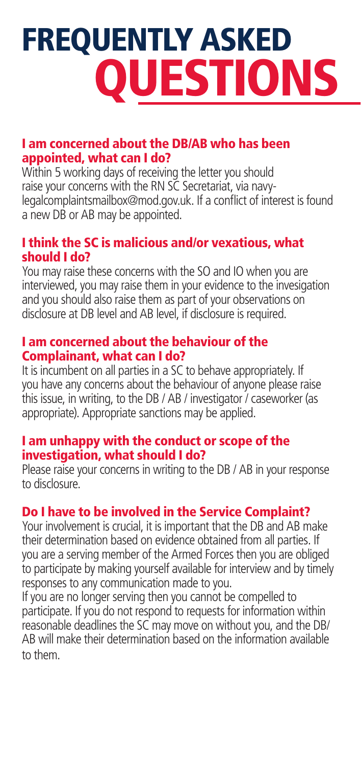# FREQUENTLY ASKED QUESTIONS

### I am concerned about the DB/AB who has been appointed, what can I do?

Within 5 working days of receiving the letter you should raise your concerns with the RN SC Secretariat, via navy-legalcomplaintsmailbox@mod.gov.uk. If a conflict of interest is found a new DB or AB may be appointed.

### I think the SC is malicious and/or vexatious, what should I do?

You may raise these concerns with the SO and IO when you are interviewed, you may raise them in your evidence to the invesigation and you should also raise them as part of your observations on disclosure at DB level and AB level, if disclosure is required.

### I am concerned about the behaviour of the Complainant, what can I do?

It is incumbent on all parties in a SC to behave appropriately. If you have any concerns about the behaviour of anyone please raise this issue, in writing, to the DB / AB / investigator / caseworker (as appropriate). Appropriate sanctions may be applied.

### I am unhappy with the conduct or scope of the investigation, what should I do?

Please raise your concerns in writing to the DB / AB in your response to disclosure.

### Do I have to be involved in the Service Complaint?

Your involvement is crucial, it is important that the DB and AB make their determination based on evidence obtained from all parties. If you are a serving member of the Armed Forces then you are obliged to participate by making yourself available for interview and by timely responses to any communication made to you.

If you are no longer serving then you cannot be compelled to participate. If you do not respond to requests for information within reasonable deadlines the SC may move on without you, and the DB/AB will make their determination based on the information available to them.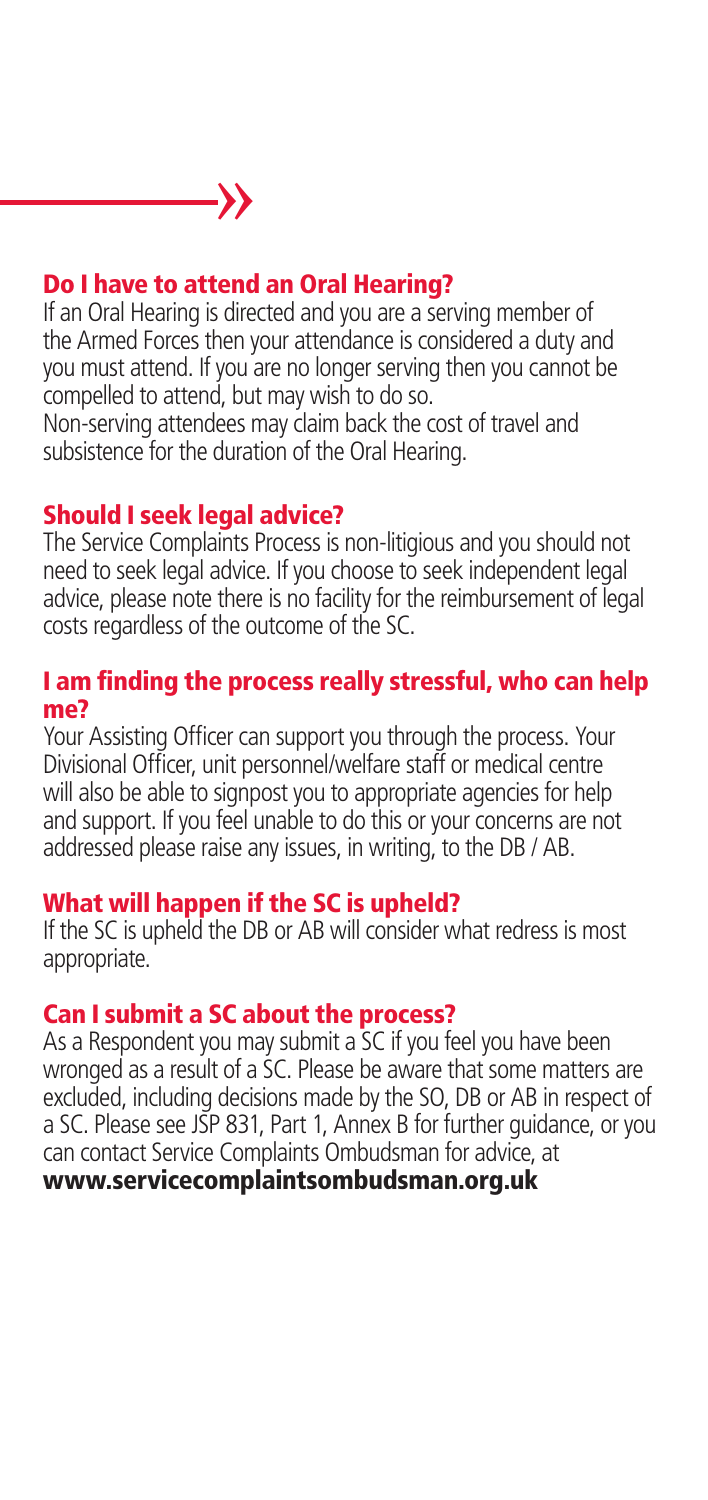## Do I have to attend an Oral Hearing?

If an Oral Hearing is directed and you are a serving member of the Armed Forces then your attendance is considered a duty and you must attend. If you are no longer serving then you cannot be compelled to attend, but may wish to do so.

Non-serving attendees may claim back the cost of travel and subsistence for the duration of the Oral Hearing.

## Should I seek legal advice?

The Service Complaints Process is non-litigious and you should not need to seek legal advice. If you choose to seek independent legal advice, please note there is no facility for the reimbursement of legal costs regardless of the outcome of the SC.

## I am finding the process really stressful, who can help me?

Your Assisting Officer can support you through the process. Your Divisional Officer, unit personnel/welfare staff or medical centre will also be able to signpost you to appropriate agencies for help and support. If you feel unable to do this or your concerns are not addressed please raise any issues, in writing, to the DB / AB.

## What will happen if the SC is upheld?

If the SC is upheld the DB or AB will consider what redress is most appropriate.

## Can I submit a SC about the process?

As a Respondent you may submit a SC if you feel you have been wronged as a result of a SC. Please be aware that some matters are excluded, including decisions made by the SO, DB or AB in respect of a SC. Please see JSP 831, Part 1, Annex B for further guidance, or you can contact Service Complaints Ombudsman for advice, at **www.servicecomplaintsombudsman.org.uk**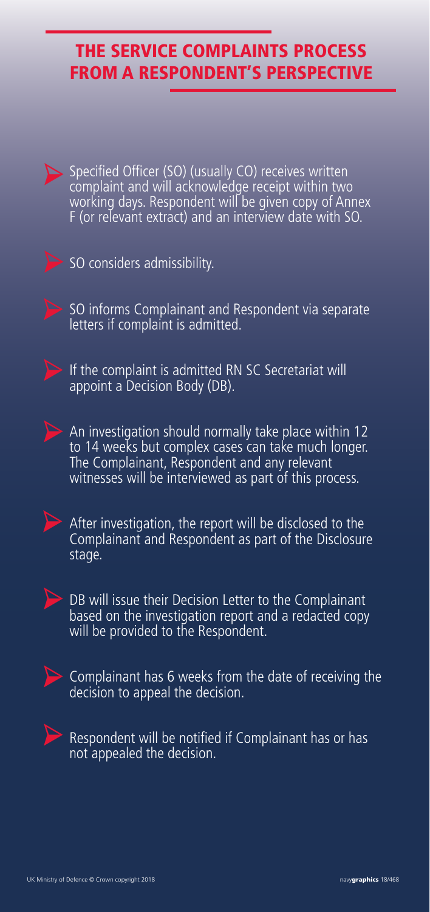# THE SERVICE COMPLAINTS PROCESS FROM A RESPONDENT'S PERSPECTIVE

- Specified Officer (SO) (usually CO) receives written complaint and will acknowledge receipt within two working days. Respondent will be given copy of Annex F (or relevant extract) and an interview date with SO.
- SO considers admissibility.
- SO informs Complainant and Respondent via separate letters if complaint is admitted.
- If the complaint is admitted RN SC Secretariat will appoint a Decision Body (DB).
- An investigation should normally take place within 12 to 14 weeks but complex cases can take much longer. The Complainant, Respondent and any relevant witnesses will be interviewed as part of this process.
- After investigation, the report will be disclosed to the Complainant and Respondent as part of the Disclosure stage.
- DB will issue their Decision Letter to the Complainant based on the investigation report and a redacted copy will be provided to the Respondent.
- Complainant has 6 weeks from the date of receiving the decision to appeal the decision.
- Respondent will be notified if Complainant has or has not appealed the decision.

UK Ministry of Defence © Crown copyright 2018

navy**graphics** 18/468